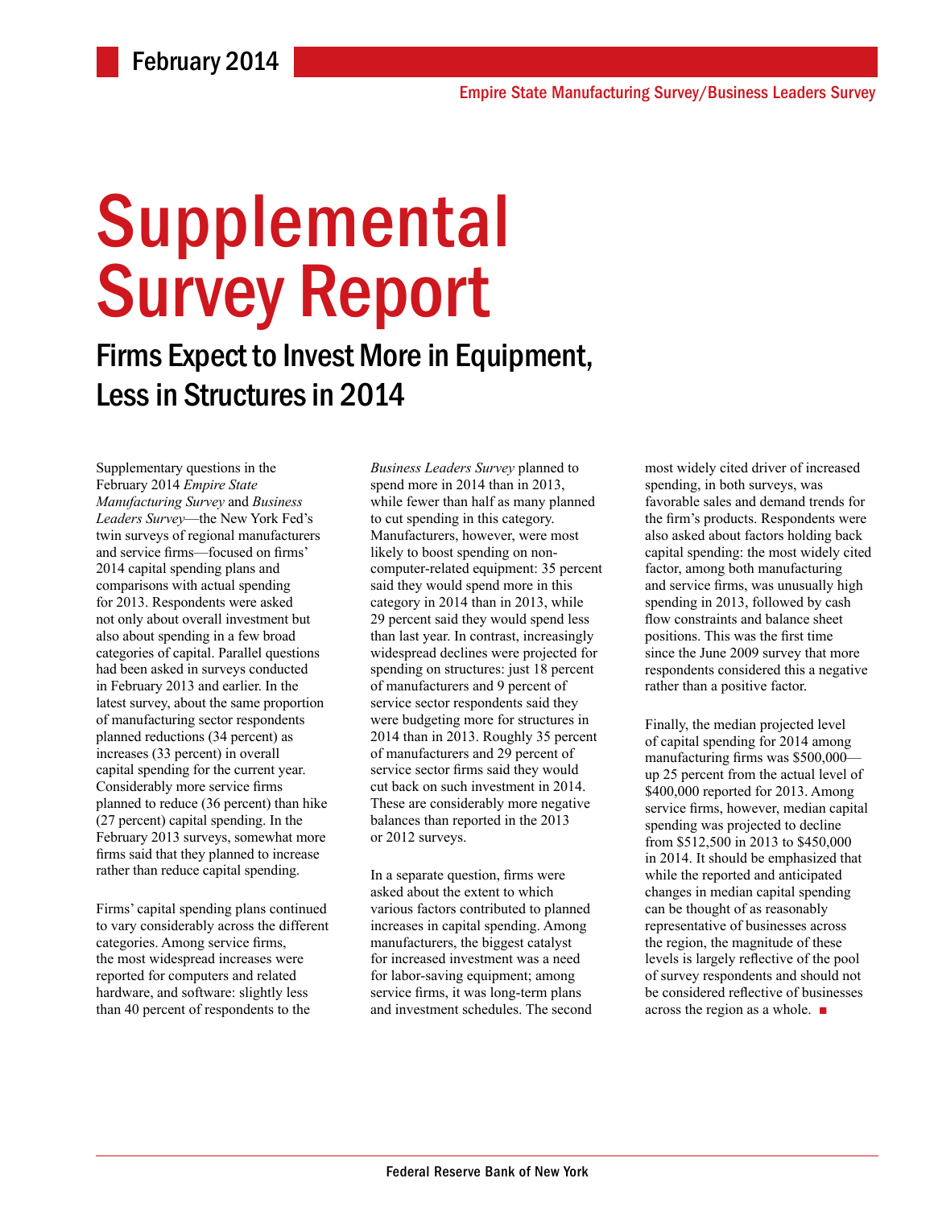February 2014

Empire State Manufacturing Survey/Business Leaders Survey

# Supplemental Survey Report

## Firms Expect to Invest More in Equipment, Less in Structures in 2014

Supplementary questions in the February 2014 *Empire State Manufacturing Survey* and *Business Leaders Survey*—the New York Fed's twin surveys of regional manufacturers and service firms—focused on firms' 2014 capital spending plans and comparisons with actual spending for 2013. Respondents were asked not only about overall investment but also about spending in a few broad categories of capital. Parallel questions had been asked in surveys conducted in February 2013 and earlier. In the latest survey, about the same proportion of manufacturing sector respondents planned reductions (34 percent) as increases (33 percent) in overall capital spending for the current year. Considerably more service firms planned to reduce (36 percent) than hike (27 percent) capital spending. In the February 2013 surveys, somewhat more firms said that they planned to increase rather than reduce capital spending.

Firms' capital spending plans continued to vary considerably across the different categories. Among service firms, the most widespread increases were reported for computers and related hardware, and software: slightly less than 40 percent of respondents to the *Business Leaders Survey* planned to spend more in 2014 than in 2013, while fewer than half as many planned to cut spending in this category. Manufacturers, however, were most likely to boost spending on non-computer-related equipment: 35 percent said they would spend more in this category in 2014 than in 2013, while 29 percent said they would spend less than last year. In contrast, increasingly widespread declines were projected for spending on structures: just 18 percent of manufacturers and 9 percent of service sector respondents said they were budgeting more for structures in 2014 than in 2013. Roughly 35 percent of manufacturers and 29 percent of service sector firms said they would cut back on such investment in 2014. These are considerably more negative balances than reported in the 2013 or 2012 surveys.

In a separate question, firms were asked about the extent to which various factors contributed to planned increases in capital spending. Among manufacturers, the biggest catalyst for increased investment was a need for labor-saving equipment; among service firms, it was long-term plans and investment schedules. The second most widely cited driver of increased spending, in both surveys, was favorable sales and demand trends for the firm's products. Respondents were also asked about factors holding back capital spending: the most widely cited factor, among both manufacturing and service firms, was unusually high spending in 2013, followed by cash flow constraints and balance sheet positions. This was the first time since the June 2009 survey that more respondents considered this a negative rather than a positive factor.

Finally, the median projected level of capital spending for 2014 among manufacturing firms was $500,000—up 25 percent from the actual level of $400,000 reported for 2013. Among service firms, however, median capital spending was projected to decline from $512,500 in 2013 to $450,000 in 2014. It should be emphasized that while the reported and anticipated changes in median capital spending can be thought of as reasonably representative of businesses across the region, the magnitude of these levels is largely reflective of the pool of survey respondents and should not be considered reflective of businesses across the region as a whole. ■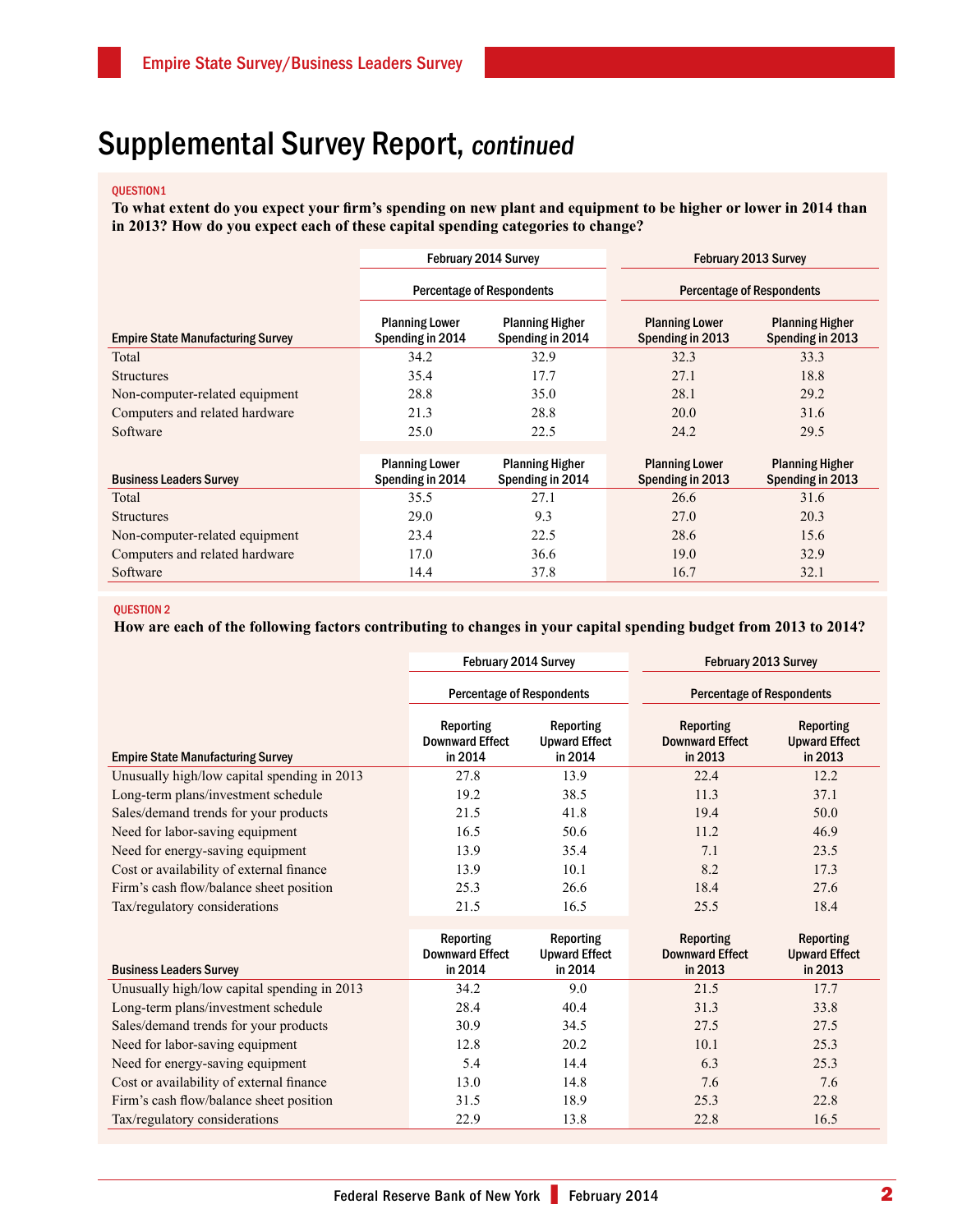# Supplemental Survey Report, *continued*

**QUESTION 1**

**To what extent do you expect your firm's spending on new plant and equipment to be higher or lower in 2014 than in 2013? How do you expect each of these capital spending categories to change?**

| | February 2014 Survey | | February 2013 Survey | |
|---|---|---|---|---|
| | Percentage of Respondents | | Percentage of Respondents | |
| **Empire State Manufacturing Survey** | Planning Lower Spending in 2014 | Planning Higher Spending in 2014 | Planning Lower Spending in 2013 | Planning Higher Spending in 2013 |
| Total | 34.2 | 32.9 | 32.3 | 33.3 |
| Structures | 35.4 | 17.7 | 27.1 | 18.8 |
| Non-computer-related equipment | 28.8 | 35.0 | 28.1 | 29.2 |
| Computers and related hardware | 21.3 | 28.8 | 20.0 | 31.6 |
| Software | 25.0 | 22.5 | 24.2 | 29.5 |
| **Business Leaders Survey** | Planning Lower Spending in 2014 | Planning Higher Spending in 2014 | Planning Lower Spending in 2013 | Planning Higher Spending in 2013 |
| Total | 35.5 | 27.1 | 26.6 | 31.6 |
| Structures | 29.0 | 9.3 | 27.0 | 20.3 |
| Non-computer-related equipment | 23.4 | 22.5 | 28.6 | 15.6 |
| Computers and related hardware | 17.0 | 36.6 | 19.0 | 32.9 |
| Software | 14.4 | 37.8 | 16.7 | 32.1 |

**QUESTION 2**

**How are each of the following factors contributing to changes in your capital spending budget from 2013 to 2014?**

| | February 2014 Survey | | February 2013 Survey | |
|---|---|---|---|---|
| | Percentage of Respondents | | Percentage of Respondents | |
| **Empire State Manufacturing Survey** | Reporting Downward Effect in 2014 | Reporting Upward Effect in 2014 | Reporting Downward Effect in 2013 | Reporting Upward Effect in 2013 |
| Unusually high/low capital spending in 2013 | 27.8 | 13.9 | 22.4 | 12.2 |
| Long-term plans/investment schedule | 19.2 | 38.5 | 11.3 | 37.1 |
| Sales/demand trends for your products | 21.5 | 41.8 | 19.4 | 50.0 |
| Need for labor-saving equipment | 16.5 | 50.6 | 11.2 | 46.9 |
| Need for energy-saving equipment | 13.9 | 35.4 | 7.1 | 23.5 |
| Cost or availability of external finance | 13.9 | 10.1 | 8.2 | 17.3 |
| Firm's cash flow/balance sheet position | 25.3 | 26.6 | 18.4 | 27.6 |
| Tax/regulatory considerations | 21.5 | 16.5 | 25.5 | 18.4 |
| **Business Leaders Survey** | Reporting Downward Effect in 2014 | Reporting Upward Effect in 2014 | Reporting Downward Effect in 2013 | Reporting Upward Effect in 2013 |
| Unusually high/low capital spending in 2013 | 34.2 | 9.0 | 21.5 | 17.7 |
| Long-term plans/investment schedule | 28.4 | 40.4 | 31.3 | 33.8 |
| Sales/demand trends for your products | 30.9 | 34.5 | 27.5 | 27.5 |
| Need for labor-saving equipment | 12.8 | 20.2 | 10.1 | 25.3 |
| Need for energy-saving equipment | 5.4 | 14.4 | 6.3 | 25.3 |
| Cost or availability of external finance | 13.0 | 14.8 | 7.6 | 7.6 |
| Firm's cash flow/balance sheet position | 31.5 | 18.9 | 25.3 | 22.8 |
| Tax/regulatory considerations | 22.9 | 13.8 | 22.8 | 16.5 |